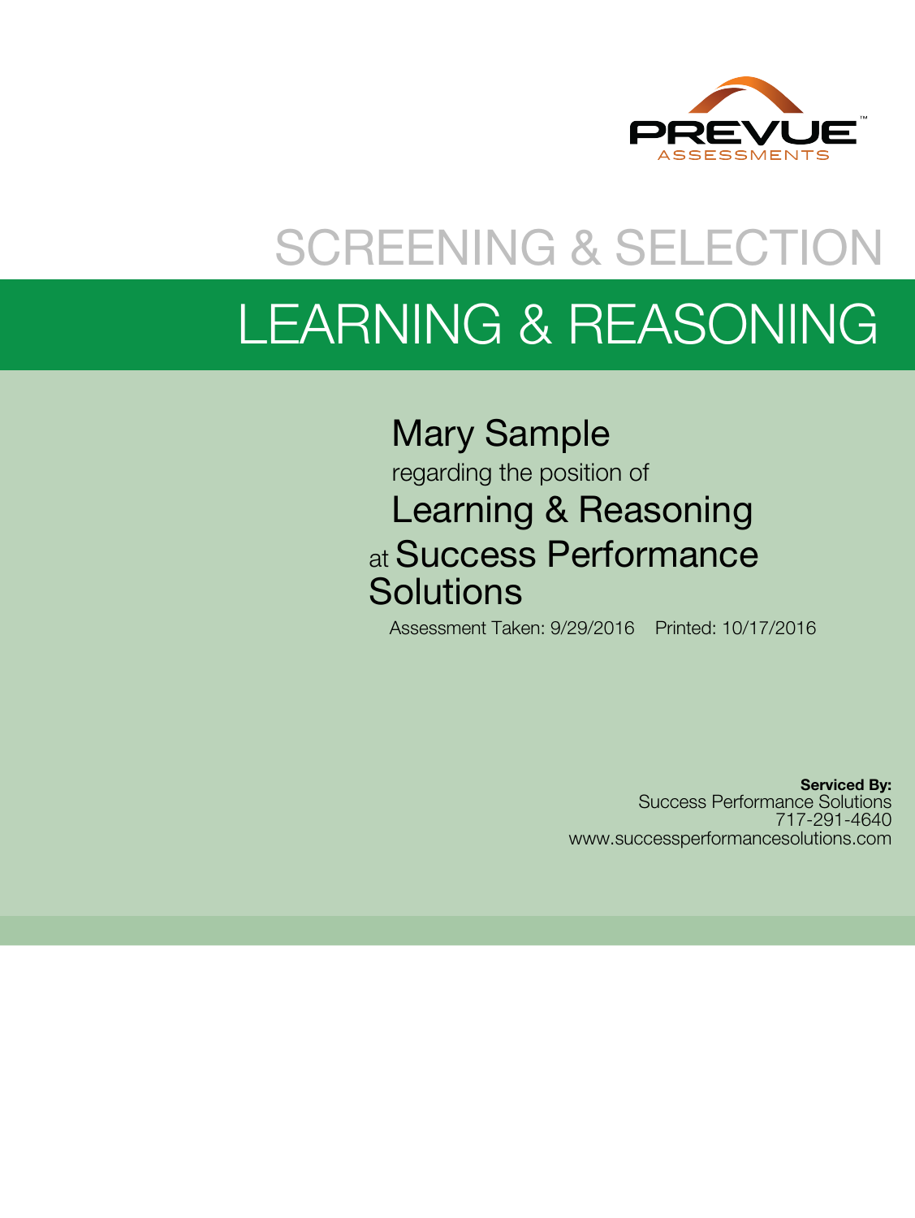PREVUE™
ASSESSMENTS

# SCREENING & SELECTION

# LEARNING & REASONING

## Mary Sample

regarding the position of

## Learning & Reasoning

at **Success Performance Solutions**

Assessment Taken: 9/29/2016    Printed: 10/17/2016

**Serviced By:**
Success Performance Solutions
717-291-4640
www.successperformancesolutions.com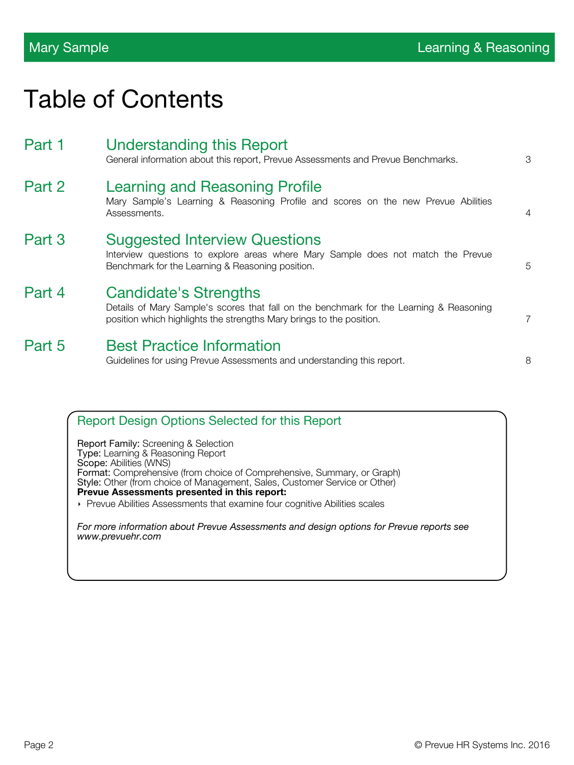# Table of Contents

## Part 1 Understanding this Report

General information about this report, Prevue Assessments and Prevue Benchmarks. 3

## Part 2 Learning and Reasoning Profile

Mary Sample's Learning & Reasoning Profile and scores on the new Prevue Abilities Assessments. 4

## Part 3 Suggested Interview Questions

Interview questions to explore areas where Mary Sample does not match the Prevue Benchmark for the Learning & Reasoning position. 5

## Part 4 Candidate's Strengths

Details of Mary Sample's scores that fall on the benchmark for the Learning & Reasoning position which highlights the strengths Mary brings to the position. 7

## Part 5 Best Practice Information

Guidelines for using Prevue Assessments and understanding this report. 8

### Report Design Options Selected for this Report

Report Family: Screening & Selection
Type: Learning & Reasoning Report
Scope: Abilities (WNS)
Format: Comprehensive (from choice of Comprehensive, Summary, or Graph)
Style: Other (from choice of Management, Sales, Customer Service or Other)
**Prevue Assessments presented in this report:**

- Prevue Abilities Assessments that examine four cognitive Abilities scales

*For more information about Prevue Assessments and design options for Prevue reports see www.prevuehr.com*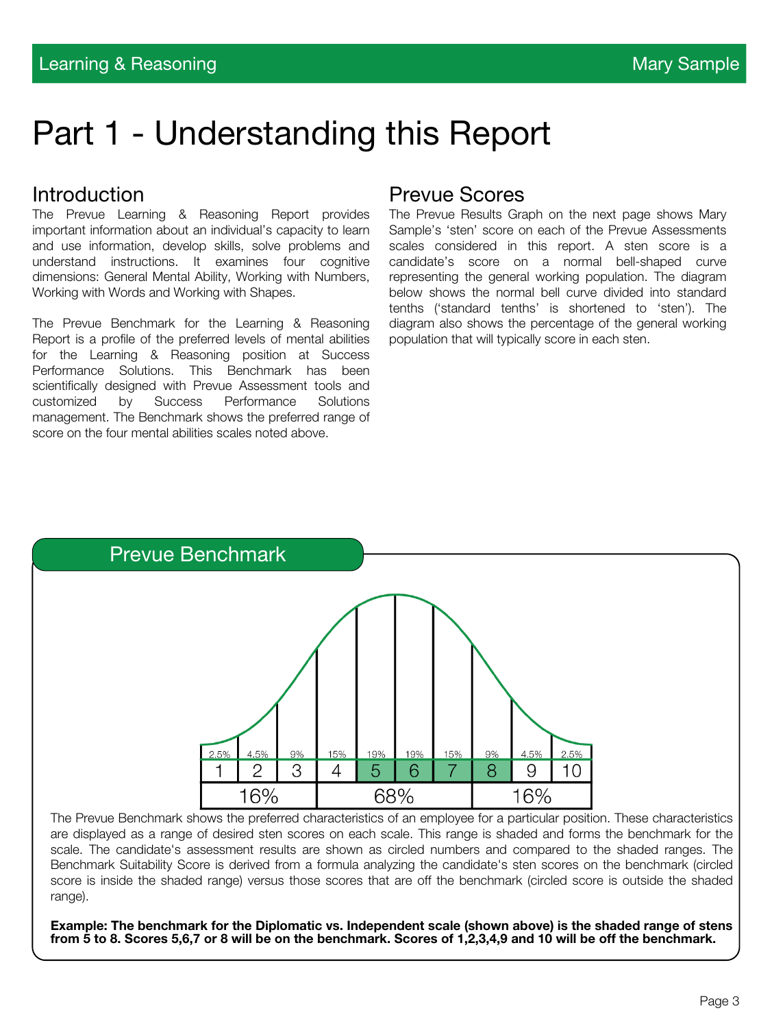# Part 1 - Understanding this Report

## Introduction

The Prevue Learning & Reasoning Report provides important information about an individual's capacity to learn and use information, develop skills, solve problems and understand instructions. It examines four cognitive dimensions: General Mental Ability, Working with Numbers, Working with Words and Working with Shapes.

The Prevue Benchmark for the Learning & Reasoning Report is a profile of the preferred levels of mental abilities for the Learning & Reasoning position at Success Performance Solutions. This Benchmark has been scientifically designed with Prevue Assessment tools and customized by Success Performance Solutions management. The Benchmark shows the preferred range of score on the four mental abilities scales noted above.

## Prevue Scores

The Prevue Results Graph on the next page shows Mary Sample's 'sten' score on each of the Prevue Assessments scales considered in this report. A sten score is a candidate's score on a normal bell-shaped curve representing the general working population. The diagram below shows the normal bell curve divided into standard tenths ('standard tenths' is shortened to 'sten'). The diagram also shows the percentage of the general working population that will typically score in each sten.

## Prevue Benchmark

| 2.5% | 4.5% | 9% | 15% | 19% | 19% | 15% | 9% | 4.5% | 2.5% |
|---|---|---|---|---|---|---|---|---|---|
| 1 | 2 | 3 | 4 | 5 | 6 | 7 | 8 | 9 | 10 |
| 16% | | | 68% | | | | | 16% | |

The Prevue Benchmark shows the preferred characteristics of an employee for a particular position. These characteristics are displayed as a range of desired sten scores on each scale. This range is shaded and forms the benchmark for the scale. The candidate's assessment results are shown as circled numbers and compared to the shaded ranges. The Benchmark Suitability Score is derived from a formula analyzing the candidate's sten scores on the benchmark (circled score is inside the shaded range) versus those scores that are off the benchmark (circled score is outside the shaded range).

**Example: The benchmark for the Diplomatic vs. Independent scale (shown above) is the shaded range of stens from 5 to 8. Scores 5,6,7 or 8 will be on the benchmark. Scores of 1,2,3,4,9 and 10 will be off the benchmark.**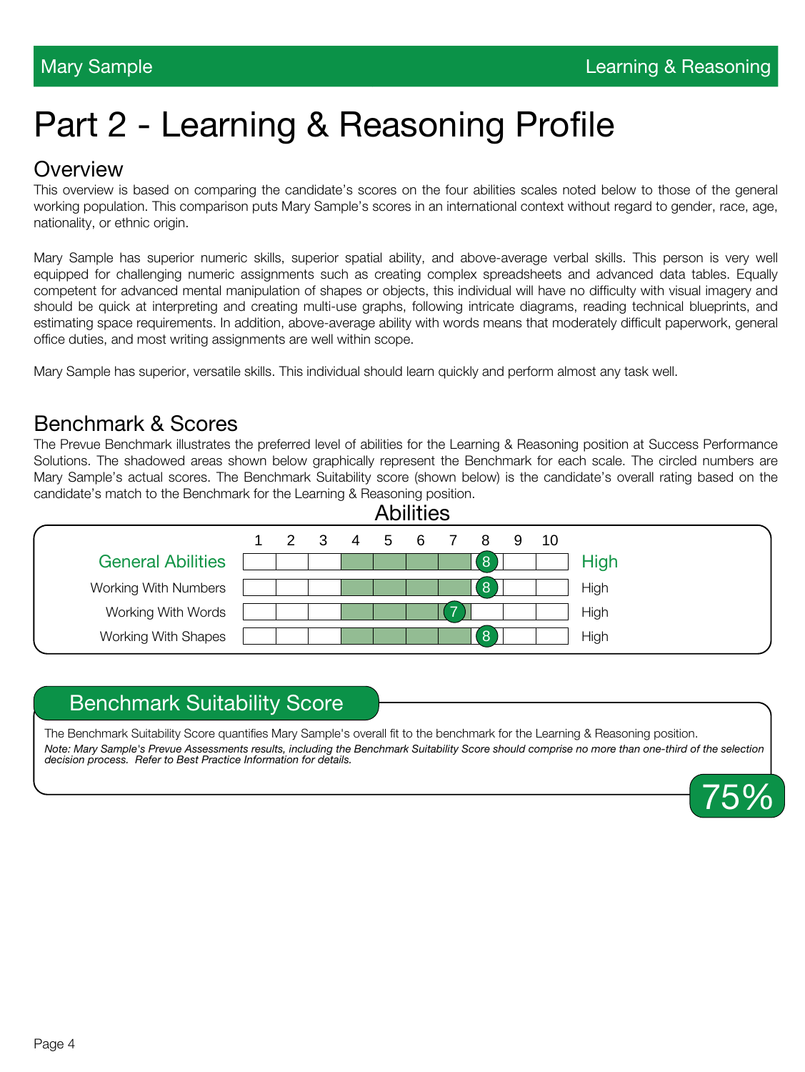# Part 2 - Learning & Reasoning Profile

## Overview

This overview is based on comparing the candidate's scores on the four abilities scales noted below to those of the general working population. This comparison puts Mary Sample's scores in an international context without regard to gender, race, age, nationality, or ethnic origin.

Mary Sample has superior numeric skills, superior spatial ability, and above-average verbal skills. This person is very well equipped for challenging numeric assignments such as creating complex spreadsheets and advanced data tables. Equally competent for advanced mental manipulation of shapes or objects, this individual will have no difficulty with visual imagery and should be quick at interpreting and creating multi-use graphs, following intricate diagrams, reading technical blueprints, and estimating space requirements. In addition, above-average ability with words means that moderately difficult paperwork, general office duties, and most writing assignments are well within scope.

Mary Sample has superior, versatile skills. This individual should learn quickly and perform almost any task well.

## Benchmark & Scores

The Prevue Benchmark illustrates the preferred level of abilities for the Learning & Reasoning position at Success Performance Solutions. The shadowed areas shown below graphically represent the Benchmark for each scale. The circled numbers are Mary Sample's actual scores. The Benchmark Suitability score (shown below) is the candidate's overall rating based on the candidate's match to the Benchmark for the Learning & Reasoning position.

### Abilities

| Scale | Benchmark | Score | Level |
|---|---|---|---|
| General Abilities | 4–8 | 8 | High |
| Working With Numbers | 4–8 | 8 | High |
| Working With Words | 4–7 | 7 | High |
| Working With Shapes | 4–8 | 8 | High |

## Benchmark Suitability Score

The Benchmark Suitability Score quantifies Mary Sample's overall fit to the benchmark for the Learning & Reasoning position.

*Note: Mary Sample's Prevue Assessments results, including the Benchmark Suitability Score should comprise no more than one-third of the selection decision process. Refer to Best Practice Information for details.*

**75%**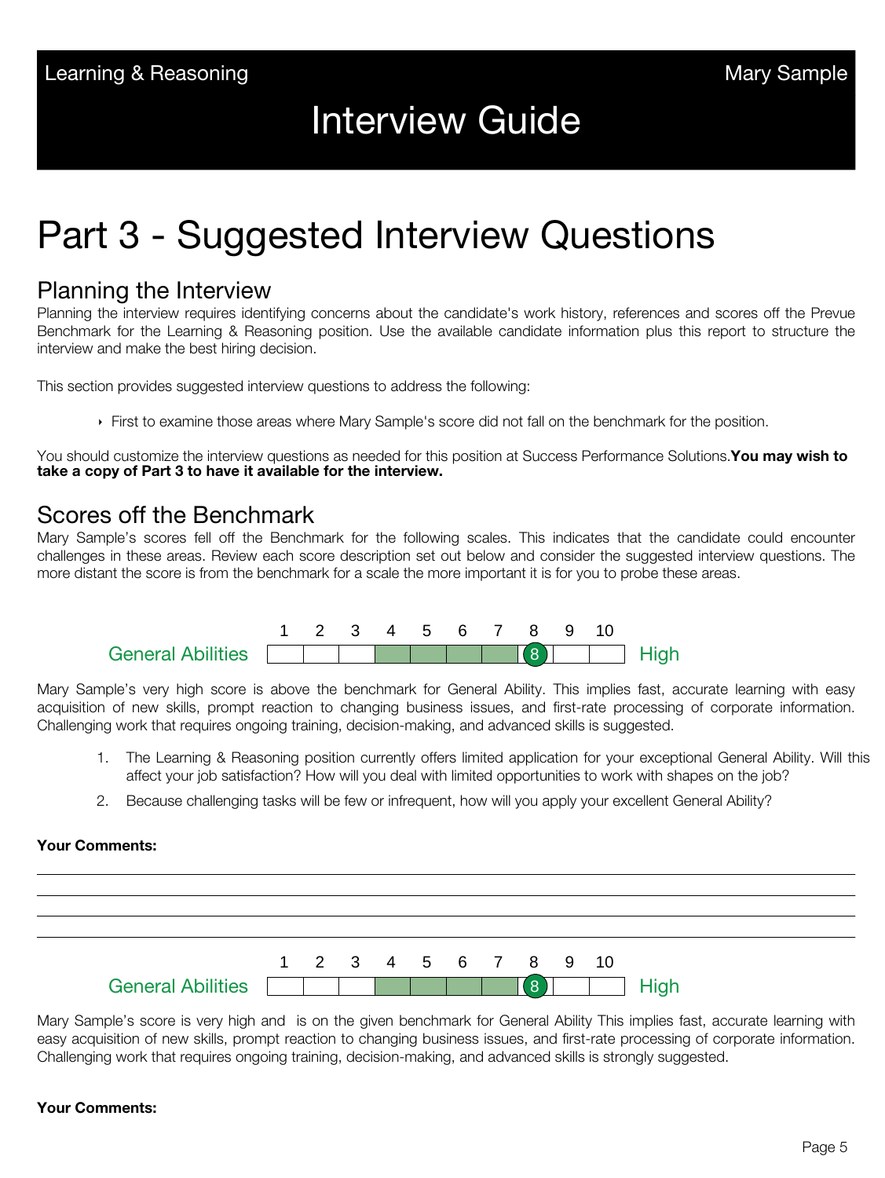Learning & Reasoning | Mary Sample

# Interview Guide

# Part 3 - Suggested Interview Questions

## Planning the Interview

Planning the interview requires identifying concerns about the candidate's work history, references and scores off the Prevue Benchmark for the Learning & Reasoning position. Use the available candidate information plus this report to structure the interview and make the best hiring decision.

This section provides suggested interview questions to address the following:

- First to examine those areas where Mary Sample's score did not fall on the benchmark for the position.

You should customize the interview questions as needed for this position at Success Performance Solutions. **You may wish to take a copy of Part 3 to have it available for the interview.**

## Scores off the Benchmark

Mary Sample's scores fell off the Benchmark for the following scales. This indicates that the candidate could encounter challenges in these areas. Review each score description set out below and consider the suggested interview questions. The more distant the score is from the benchmark for a scale the more important it is for you to probe these areas.

| | 1 | 2 | 3 | 4 | 5 | 6 | 7 | 8 | 9 | 10 | |
|---|---|---|---|---|---|---|---|---|---|---|---|
| General Abilities | | | | | | | | 8 | | | High |

Mary Sample's very high score is above the benchmark for General Ability. This implies fast, accurate learning with easy acquisition of new skills, prompt reaction to changing business issues, and first-rate processing of corporate information. Challenging work that requires ongoing training, decision-making, and advanced skills is suggested.

1. The Learning & Reasoning position currently offers limited application for your exceptional General Ability. Will this affect your job satisfaction? How will you deal with limited opportunities to work with shapes on the job?
2. Because challenging tasks will be few or infrequent, how will you apply your excellent General Ability?

**Your Comments:**

| | 1 | 2 | 3 | 4 | 5 | 6 | 7 | 8 | 9 | 10 | |
|---|---|---|---|---|---|---|---|---|---|---|---|
| General Abilities | | | | | | | | 8 | | | High |

Mary Sample's score is very high and is on the given benchmark for General Ability This implies fast, accurate learning with easy acquisition of new skills, prompt reaction to changing business issues, and first-rate processing of corporate information. Challenging work that requires ongoing training, decision-making, and advanced skills is strongly suggested.

**Your Comments:**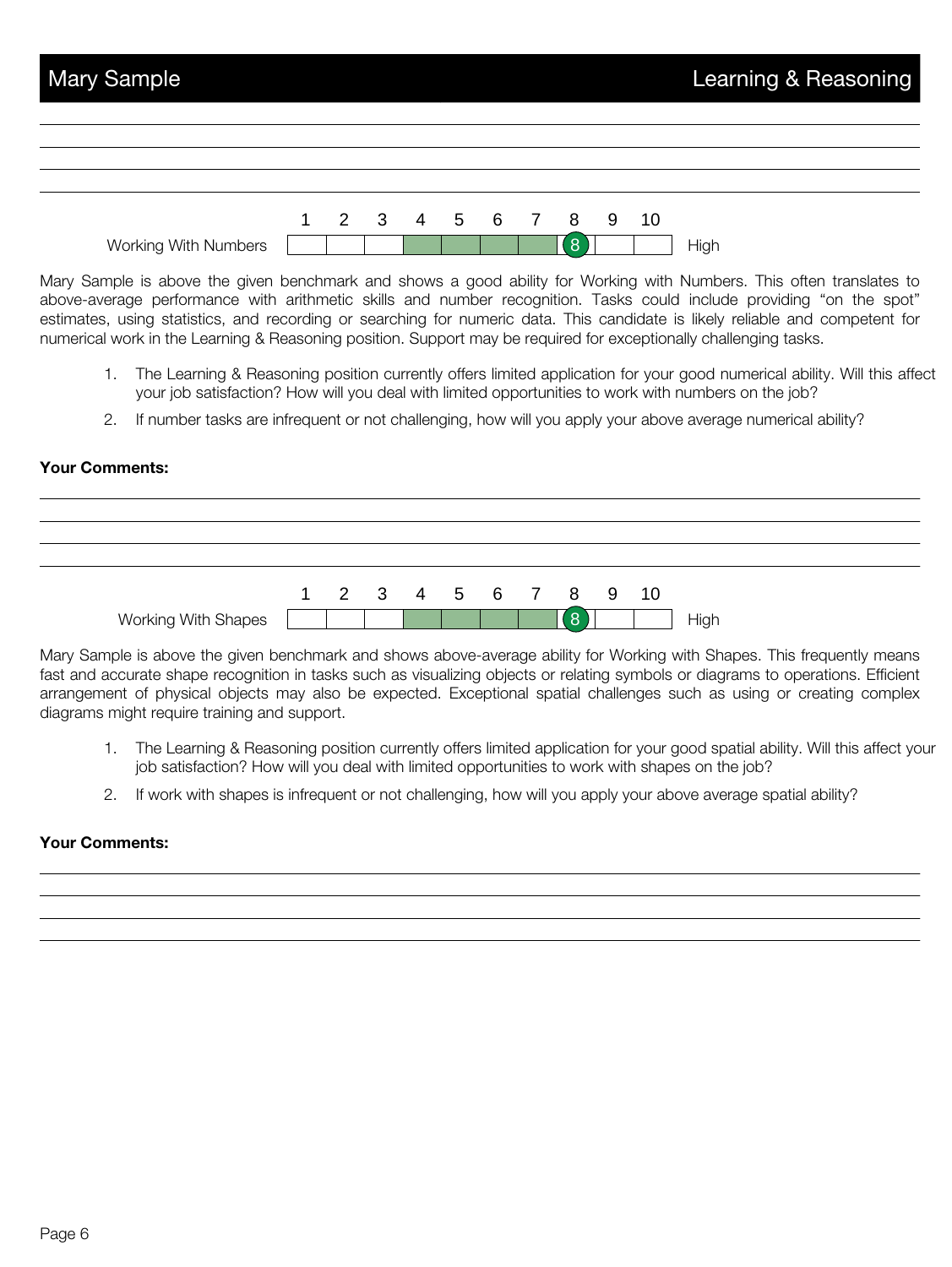Working With Numbers: 8 (scale 1–10, High)

Mary Sample is above the given benchmark and shows a good ability for Working with Numbers. This often translates to above-average performance with arithmetic skills and number recognition. Tasks could include providing "on the spot" estimates, using statistics, and recording or searching for numeric data. This candidate is likely reliable and competent for numerical work in the Learning & Reasoning position. Support may be required for exceptionally challenging tasks.

1. The Learning & Reasoning position currently offers limited application for your good numerical ability. Will this affect your job satisfaction? How will you deal with limited opportunities to work with numbers on the job?
2. If number tasks are infrequent or not challenging, how will you apply your above average numerical ability?

**Your Comments:**

Working With Shapes: 8 (scale 1–10, High)

Mary Sample is above the given benchmark and shows above-average ability for Working with Shapes. This frequently means fast and accurate shape recognition in tasks such as visualizing objects or relating symbols or diagrams to operations. Efficient arrangement of physical objects may also be expected. Exceptional spatial challenges such as using or creating complex diagrams might require training and support.

1. The Learning & Reasoning position currently offers limited application for your good spatial ability. Will this affect your job satisfaction? How will you deal with limited opportunities to work with shapes on the job?
2. If work with shapes is infrequent or not challenging, how will you apply your above average spatial ability?

**Your Comments:**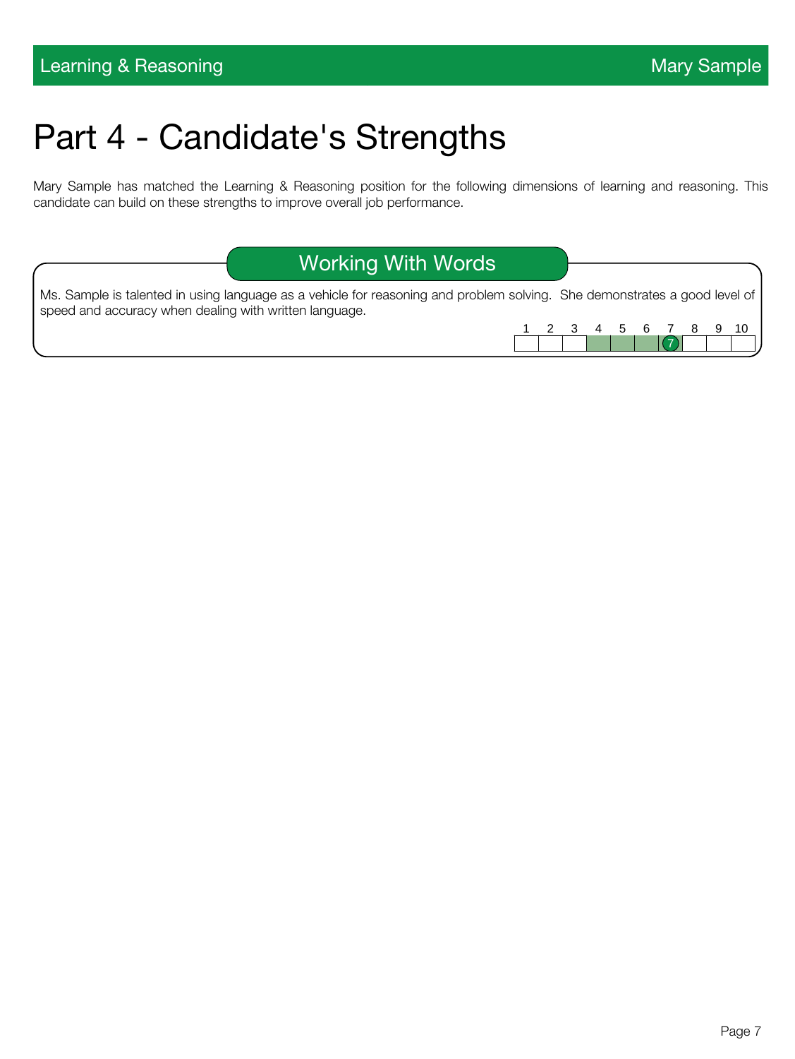# Part 4 - Candidate's Strengths

Mary Sample has matched the Learning & Reasoning position for the following dimensions of learning and reasoning. This candidate can build on these strengths to improve overall job performance.

## Working With Words

Ms. Sample is talented in using language as a vehicle for reasoning and problem solving. She demonstrates a good level of speed and accuracy when dealing with written language.

| 1 | 2 | 3 | 4 | 5 | 6 | 7 | 8 | 9 | 10 |
|---|---|---|---|---|---|---|---|---|---|
| | | | | | | 7 | | | |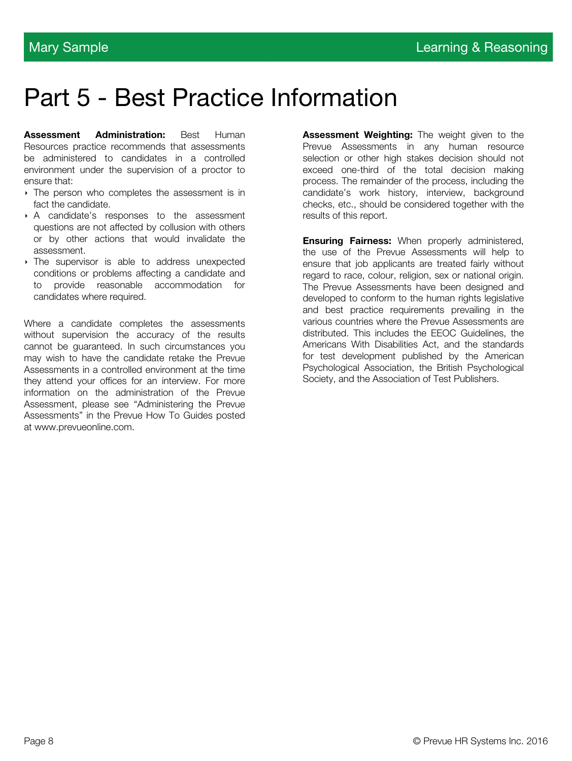# Part 5 - Best Practice Information

**Assessment Administration:** Best Human Resources practice recommends that assessments be administered to candidates in a controlled environment under the supervision of a proctor to ensure that:

- The person who completes the assessment is in fact the candidate.
- A candidate's responses to the assessment questions are not affected by collusion with others or by other actions that would invalidate the assessment.
- The supervisor is able to address unexpected conditions or problems affecting a candidate and to provide reasonable accommodation for candidates where required.

Where a candidate completes the assessments without supervision the accuracy of the results cannot be guaranteed. In such circumstances you may wish to have the candidate retake the Prevue Assessments in a controlled environment at the time they attend your offices for an interview. For more information on the administration of the Prevue Assessment, please see "Administering the Prevue Assessments" in the Prevue How To Guides posted at www.prevueonline.com.

**Assessment Weighting:** The weight given to the Prevue Assessments in any human resource selection or other high stakes decision should not exceed one-third of the total decision making process. The remainder of the process, including the candidate's work history, interview, background checks, etc., should be considered together with the results of this report.

**Ensuring Fairness:** When properly administered, the use of the Prevue Assessments will help to ensure that job applicants are treated fairly without regard to race, colour, religion, sex or national origin. The Prevue Assessments have been designed and developed to conform to the human rights legislative and best practice requirements prevailing in the various countries where the Prevue Assessments are distributed. This includes the EEOC Guidelines, the Americans With Disabilities Act, and the standards for test development published by the American Psychological Association, the British Psychological Society, and the Association of Test Publishers.